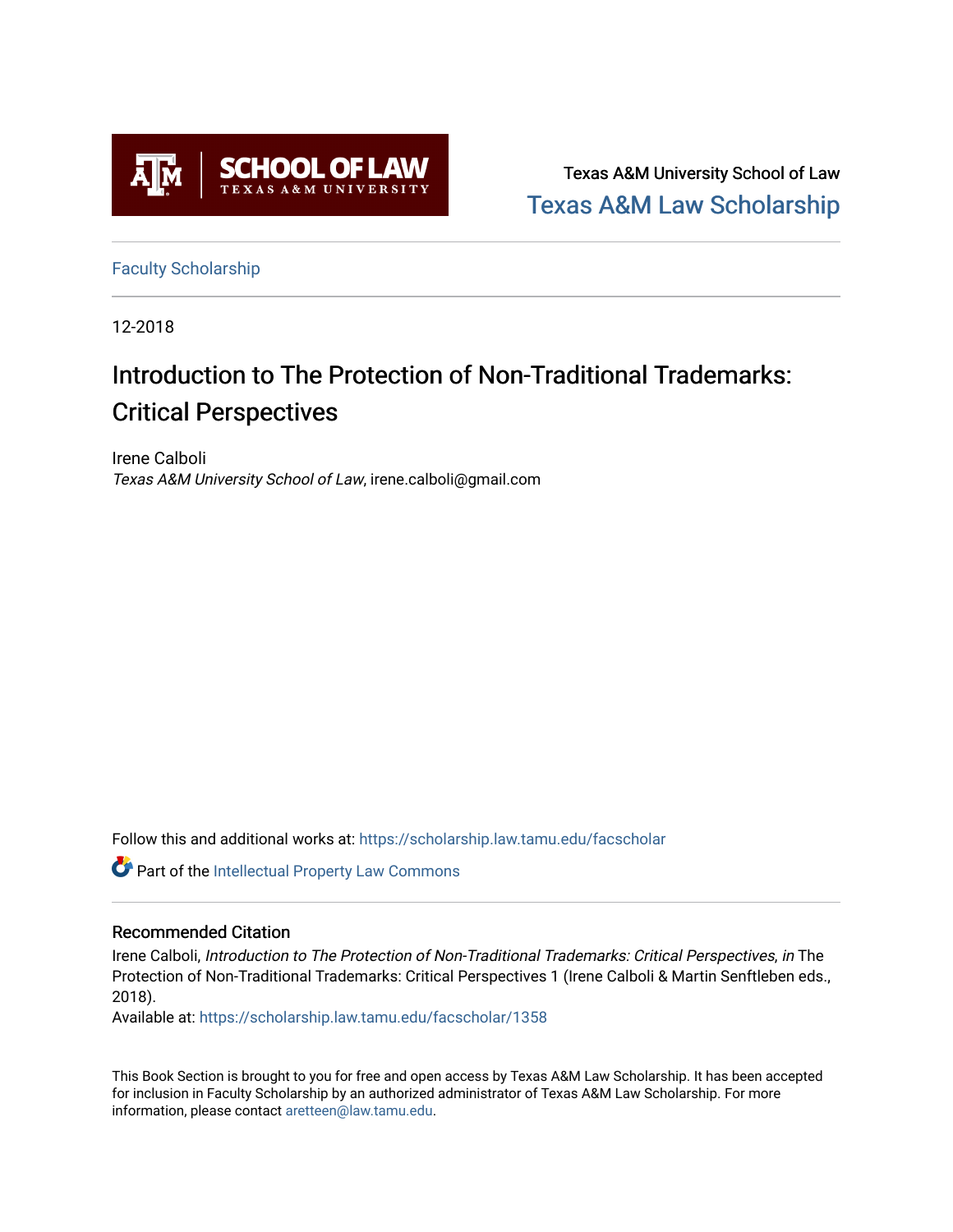Texas A&M University School of Law

Texas A&M Law Scholarship

Faculty Scholarship

12-2018

# Introduction to The Protection of Non-Traditional Trademarks: Critical Perspectives

Irene Calboli

*Texas A&M University School of Law*, irene.calboli@gmail.com

Follow this and additional works at: https://scholarship.law.tamu.edu/facscholar

Part of the Intellectual Property Law Commons

## Recommended Citation

Irene Calboli, *Introduction to The Protection of Non-Traditional Trademarks: Critical Perspectives*, *in* The Protection of Non-Traditional Trademarks: Critical Perspectives 1 (Irene Calboli & Martin Senftleben eds., 2018).

Available at: https://scholarship.law.tamu.edu/facscholar/1358

This Book Section is brought to you for free and open access by Texas A&M Law Scholarship. It has been accepted for inclusion in Faculty Scholarship by an authorized administrator of Texas A&M Law Scholarship. For more information, please contact aretteen@law.tamu.edu.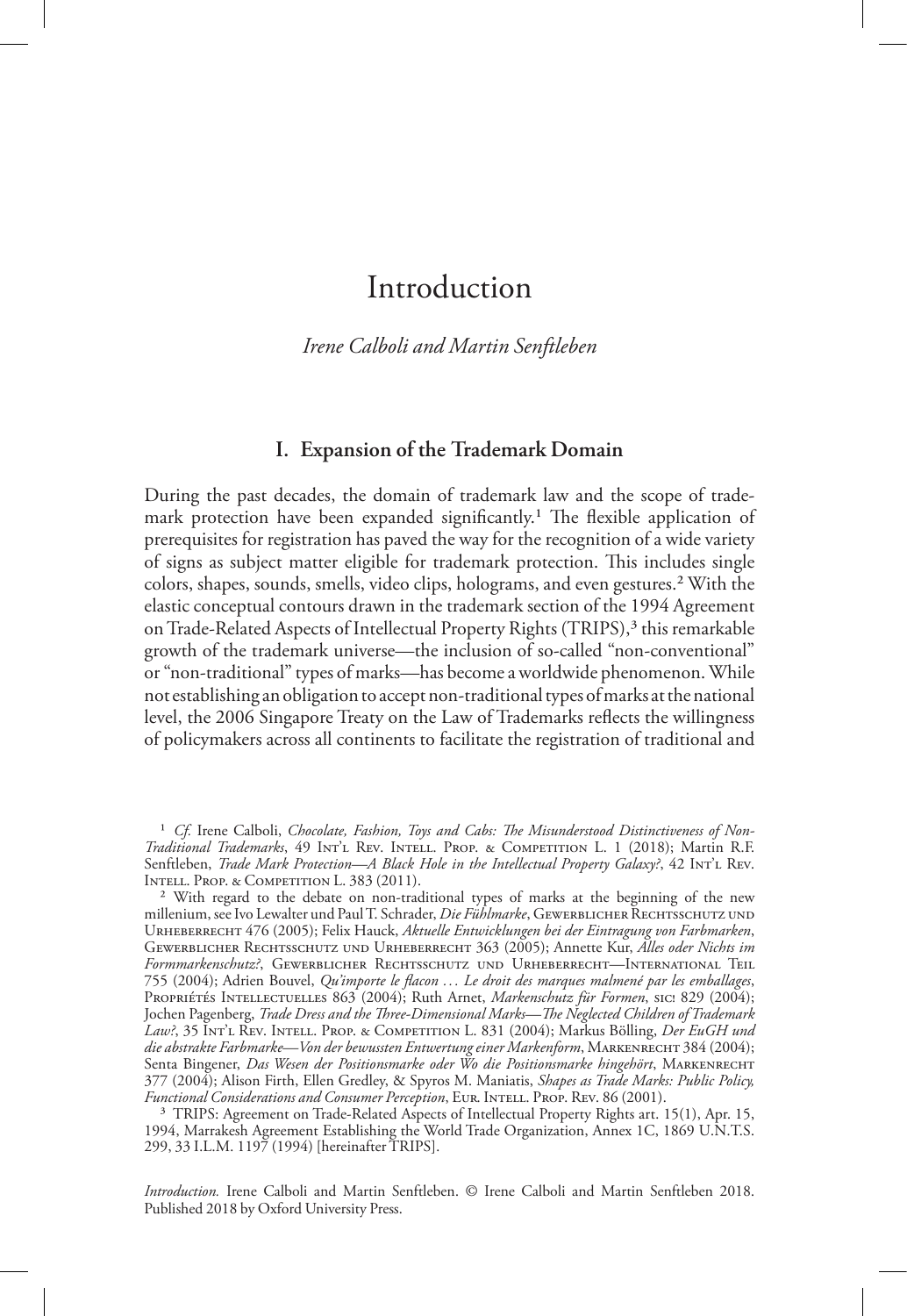# Introduction

*Irene Calboli and Martin Senftleben*

## I. Expansion of the Trademark Domain

During the past decades, the domain of trademark law and the scope of trademark protection have been expanded significantly.[1] The flexible application of prerequisites for registration has paved the way for the recognition of a wide variety of signs as subject matter eligible for trademark protection. This includes single colors, shapes, sounds, smells, video clips, holograms, and even gestures.[2] With the elastic conceptual contours drawn in the trademark section of the 1994 Agreement on Trade-Related Aspects of Intellectual Property Rights (TRIPS),[3] this remarkable growth of the trademark universe—the inclusion of so-called "non-conventional" or "non-traditional" types of marks—has become a worldwide phenomenon. While not establishing an obligation to accept non-traditional types of marks at the national level, the 2006 Singapore Treaty on the Law of Trademarks reflects the willingness of policymakers across all continents to facilitate the registration of traditional and

---

[1] *Cf.* Irene Calboli, *Chocolate, Fashion, Toys and Cabs: The Misunderstood Distinctiveness of Non-Traditional Trademarks*, 49 Int'l Rev. Intell. Prop. & Competition L. 1 (2018); Martin R.F. Senftleben, *Trade Mark Protection—A Black Hole in the Intellectual Property Galaxy?*, 42 Int'l Rev. Intell. Prop. & Competition L. 383 (2011).

[2] With regard to the debate on non-traditional types of marks at the beginning of the new millenium, see Ivo Lewalter und Paul T. Schrader, *Die Fühlmarke*, Gewerblicher Rechtsschutz und Urheberrecht 476 (2005); Felix Hauck, *Aktuelle Entwicklungen bei der Eintragung von Farbmarken*, Gewerblicher Rechtsschutz und Urheberrecht 363 (2005); Annette Kur, *Alles oder Nichts im Formmarkenschutz?*, Gewerblicher Rechtsschutz und Urheberrecht—International Teil 755 (2004); Adrien Bouvel, *Qu'importe le flacon … Le droit des marques malmené par les emballages*, Propriétés Intellectuelles 863 (2004); Ruth Arnet, *Markenschutz für Formen*, sic! 829 (2004); Jochen Pagenberg, *Trade Dress and the Three-Dimensional Marks—The Neglected Children of Trademark Law?*, 35 Int'l Rev. Intell. Prop. & Competition L. 831 (2004); Markus Bölling, *Der EuGH und die abstrakte Farbmarke—Von der bewussten Entwertung einer Markenform*, Markenrecht 384 (2004); Senta Bingener, *Das Wesen der Positionsmarke oder Wo die Positionsmarke hingehört*, Markenrecht 377 (2004); Alison Firth, Ellen Gredley, & Spyros M. Maniatis, *Shapes as Trade Marks: Public Policy, Functional Considerations and Consumer Perception*, Eur. Intell. Prop. Rev. 86 (2001).

[3] TRIPS: Agreement on Trade-Related Aspects of Intellectual Property Rights art. 15(1), Apr. 15, 1994, Marrakesh Agreement Establishing the World Trade Organization, Annex 1C, 1869 U.N.T.S. 299, 33 I.L.M. 1197 (1994) [hereinafter TRIPS].

*Introduction.* Irene Calboli and Martin Senftleben. © Irene Calboli and Martin Senftleben 2018. Published 2018 by Oxford University Press.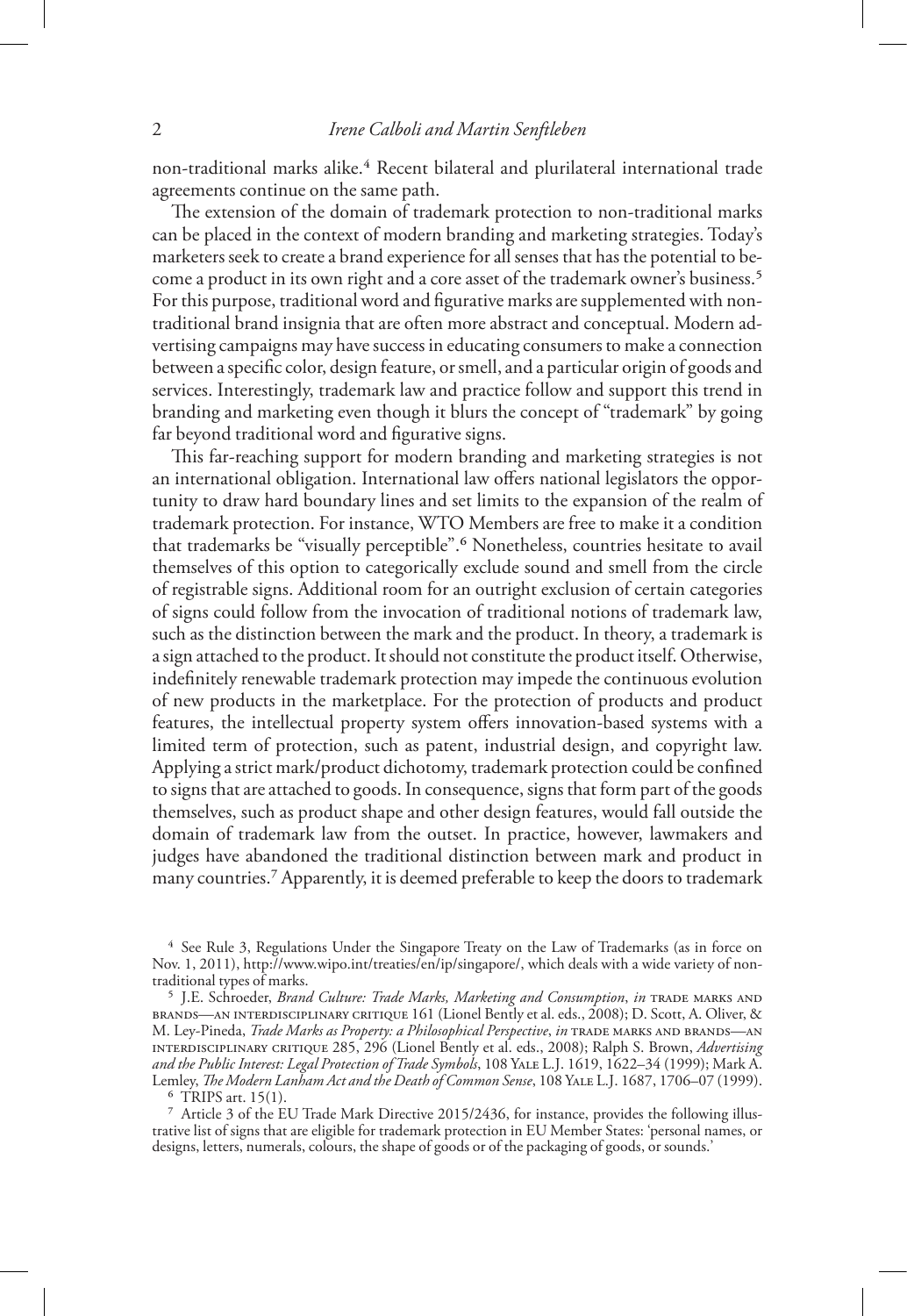non-traditional marks alike.[4] Recent bilateral and plurilateral international trade agreements continue on the same path.

The extension of the domain of trademark protection to non-traditional marks can be placed in the context of modern branding and marketing strategies. Today's marketers seek to create a brand experience for all senses that has the potential to become a product in its own right and a core asset of the trademark owner's business.[5] For this purpose, traditional word and figurative marks are supplemented with non-traditional brand insignia that are often more abstract and conceptual. Modern advertising campaigns may have success in educating consumers to make a connection between a specific color, design feature, or smell, and a particular origin of goods and services. Interestingly, trademark law and practice follow and support this trend in branding and marketing even though it blurs the concept of "trademark" by going far beyond traditional word and figurative signs.

This far-reaching support for modern branding and marketing strategies is not an international obligation. International law offers national legislators the opportunity to draw hard boundary lines and set limits to the expansion of the realm of trademark protection. For instance, WTO Members are free to make it a condition that trademarks be "visually perceptible".[6] Nonetheless, countries hesitate to avail themselves of this option to categorically exclude sound and smell from the circle of registrable signs. Additional room for an outright exclusion of certain categories of signs could follow from the invocation of traditional notions of trademark law, such as the distinction between the mark and the product. In theory, a trademark is a sign attached to the product. It should not constitute the product itself. Otherwise, indefinitely renewable trademark protection may impede the continuous evolution of new products in the marketplace. For the protection of products and product features, the intellectual property system offers innovation-based systems with a limited term of protection, such as patent, industrial design, and copyright law. Applying a strict mark/product dichotomy, trademark protection could be confined to signs that are attached to goods. In consequence, signs that form part of the goods themselves, such as product shape and other design features, would fall outside the domain of trademark law from the outset. In practice, however, lawmakers and judges have abandoned the traditional distinction between mark and product in many countries.[7] Apparently, it is deemed preferable to keep the doors to trademark

---

[4] See Rule 3, Regulations Under the Singapore Treaty on the Law of Trademarks (as in force on Nov. 1, 2011), http://www.wipo.int/treaties/en/ip/singapore/, which deals with a wide variety of non-traditional types of marks.

[5] J.E. Schroeder, *Brand Culture: Trade Marks, Marketing and Consumption*, *in* TRADE MARKS AND BRANDS—AN INTERDISCIPLINARY CRITIQUE 161 (Lionel Bently et al. eds., 2008); D. Scott, A. Oliver, & M. Ley-Pineda, *Trade Marks as Property: a Philosophical Perspective*, *in* TRADE MARKS AND BRANDS—AN INTERDISCIPLINARY CRITIQUE 285, 296 (Lionel Bently et al. eds., 2008); Ralph S. Brown, *Advertising and the Public Interest: Legal Protection of Trade Symbols*, 108 YALE L.J. 1619, 1622–34 (1999); Mark A. Lemley, *The Modern Lanham Act and the Death of Common Sense*, 108 YALE L.J. 1687, 1706–07 (1999).

[6] TRIPS art. 15(1).

[7] Article 3 of the EU Trade Mark Directive 2015/2436, for instance, provides the following illustrative list of signs that are eligible for trademark protection in EU Member States: 'personal names, or designs, letters, numerals, colours, the shape of goods or of the packaging of goods, or sounds.'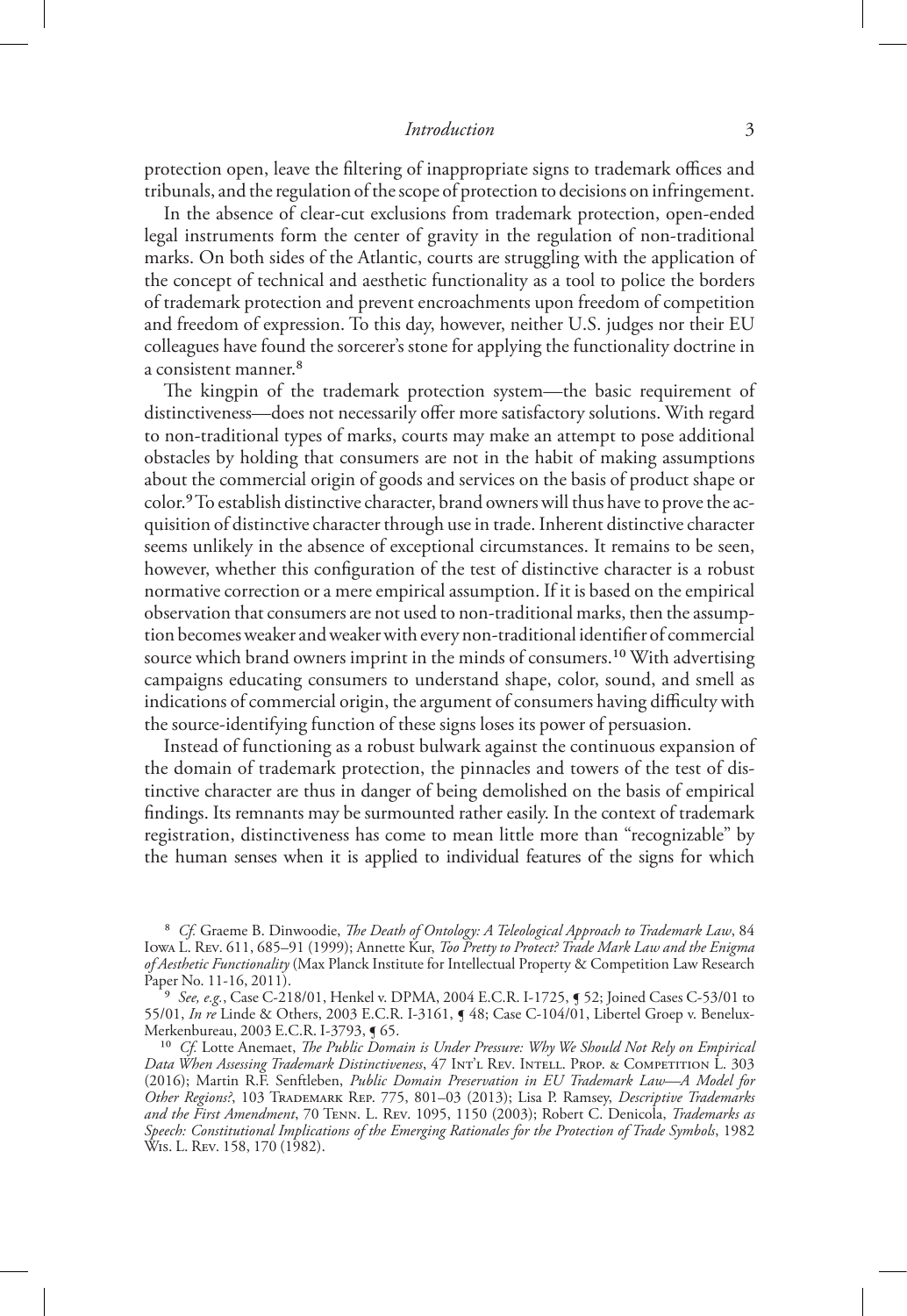protection open, leave the filtering of inappropriate signs to trademark offices and tribunals, and the regulation of the scope of protection to decisions on infringement.

In the absence of clear-cut exclusions from trademark protection, open-ended legal instruments form the center of gravity in the regulation of non-traditional marks. On both sides of the Atlantic, courts are struggling with the application of the concept of technical and aesthetic functionality as a tool to police the borders of trademark protection and prevent encroachments upon freedom of competition and freedom of expression. To this day, however, neither U.S. judges nor their EU colleagues have found the sorcerer's stone for applying the functionality doctrine in a consistent manner.[8]

The kingpin of the trademark protection system—the basic requirement of distinctiveness—does not necessarily offer more satisfactory solutions. With regard to non-traditional types of marks, courts may make an attempt to pose additional obstacles by holding that consumers are not in the habit of making assumptions about the commercial origin of goods and services on the basis of product shape or color.[9] To establish distinctive character, brand owners will thus have to prove the acquisition of distinctive character through use in trade. Inherent distinctive character seems unlikely in the absence of exceptional circumstances. It remains to be seen, however, whether this configuration of the test of distinctive character is a robust normative correction or a mere empirical assumption. If it is based on the empirical observation that consumers are not used to non-traditional marks, then the assumption becomes weaker and weaker with every non-traditional identifier of commercial source which brand owners imprint in the minds of consumers.[10] With advertising campaigns educating consumers to understand shape, color, sound, and smell as indications of commercial origin, the argument of consumers having difficulty with the source-identifying function of these signs loses its power of persuasion.

Instead of functioning as a robust bulwark against the continuous expansion of the domain of trademark protection, the pinnacles and towers of the test of distinctive character are thus in danger of being demolished on the basis of empirical findings. Its remnants may be surmounted rather easily. In the context of trademark registration, distinctiveness has come to mean little more than "recognizable" by the human senses when it is applied to individual features of the signs for which

---

[8] *Cf.* Graeme B. Dinwoodie, *The Death of Ontology: A Teleological Approach to Trademark Law*, 84 Iowa L. Rev. 611, 685–91 (1999); Annette Kur, *Too Pretty to Protect? Trade Mark Law and the Enigma of Aesthetic Functionality* (Max Planck Institute for Intellectual Property & Competition Law Research Paper No. 11-16, 2011).

[9] *See, e.g.*, Case C-218/01, Henkel v. DPMA, 2004 E.C.R. I-1725, ¶ 52; Joined Cases C-53/01 to 55/01, *In re* Linde & Others, 2003 E.C.R. I-3161, ¶ 48; Case C-104/01, Libertel Groep v. Benelux-Merkenbureau, 2003 E.C.R. I-3793, ¶ 65.

[10] *Cf.* Lotte Anemaet, *The Public Domain is Under Pressure: Why We Should Not Rely on Empirical Data When Assessing Trademark Distinctiveness*, 47 Int'l Rev. Intell. Prop. & Competition L. 303 (2016); Martin R.F. Senftleben, *Public Domain Preservation in EU Trademark Law—A Model for Other Regions?*, 103 Trademark Rep. 775, 801–03 (2013); Lisa P. Ramsey, *Descriptive Trademarks and the First Amendment*, 70 Tenn. L. Rev. 1095, 1150 (2003); Robert C. Denicola, *Trademarks as Speech: Constitutional Implications of the Emerging Rationales for the Protection of Trade Symbols*, 1982 Wis. L. Rev. 158, 170 (1982).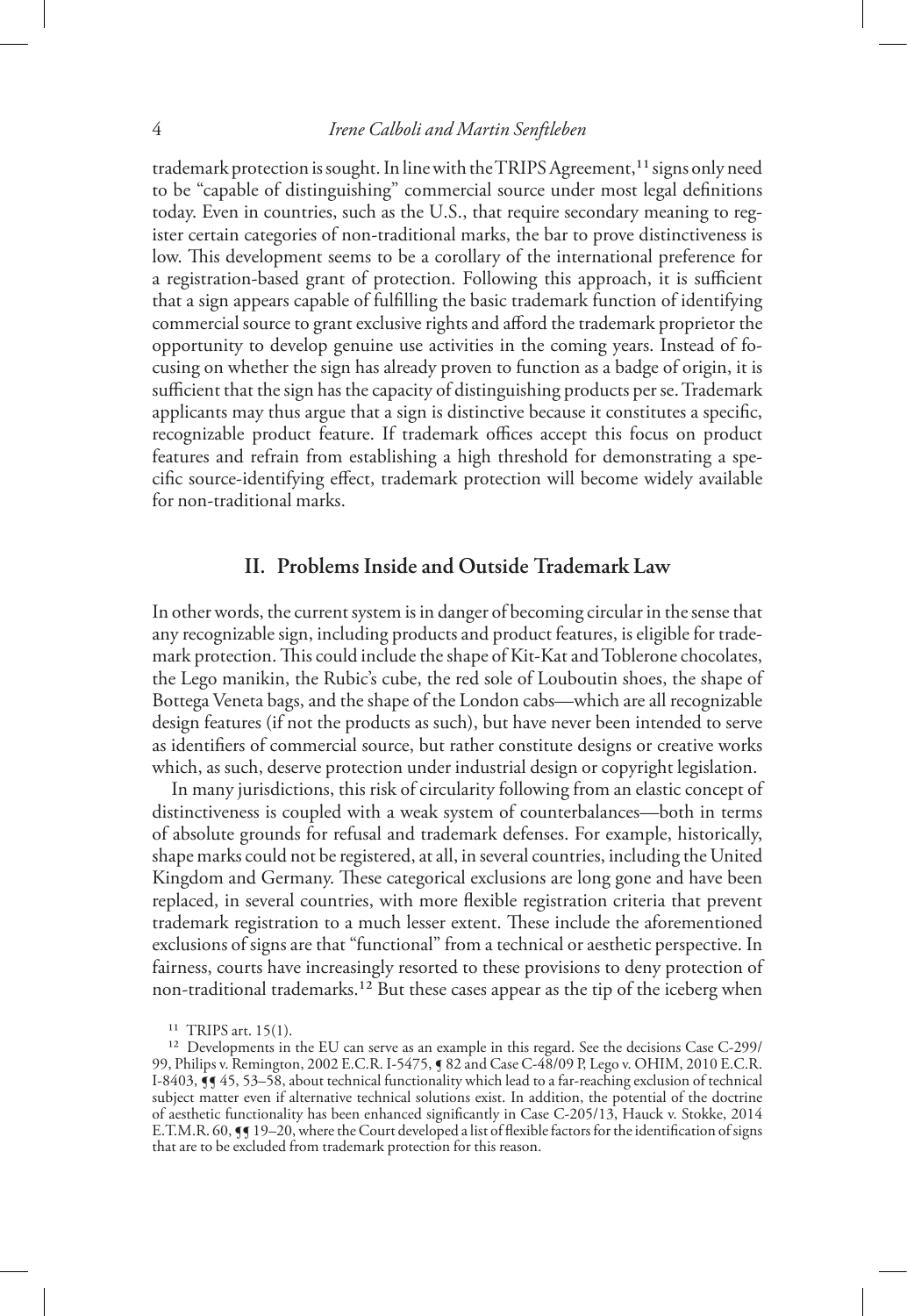trademark protection is sought. In line with the TRIPS Agreement,[11] signs only need to be "capable of distinguishing" commercial source under most legal definitions today. Even in countries, such as the U.S., that require secondary meaning to register certain categories of non-traditional marks, the bar to prove distinctiveness is low. This development seems to be a corollary of the international preference for a registration-based grant of protection. Following this approach, it is sufficient that a sign appears capable of fulfilling the basic trademark function of identifying commercial source to grant exclusive rights and afford the trademark proprietor the opportunity to develop genuine use activities in the coming years. Instead of focusing on whether the sign has already proven to function as a badge of origin, it is sufficient that the sign has the capacity of distinguishing products per se. Trademark applicants may thus argue that a sign is distinctive because it constitutes a specific, recognizable product feature. If trademark offices accept this focus on product features and refrain from establishing a high threshold for demonstrating a specific source-identifying effect, trademark protection will become widely available for non-traditional marks.

## II. Problems Inside and Outside Trademark Law

In other words, the current system is in danger of becoming circular in the sense that any recognizable sign, including products and product features, is eligible for trademark protection. This could include the shape of Kit-Kat and Toblerone chocolates, the Lego manikin, the Rubic's cube, the red sole of Louboutin shoes, the shape of Bottega Veneta bags, and the shape of the London cabs—which are all recognizable design features (if not the products as such), but have never been intended to serve as identifiers of commercial source, but rather constitute designs or creative works which, as such, deserve protection under industrial design or copyright legislation.

In many jurisdictions, this risk of circularity following from an elastic concept of distinctiveness is coupled with a weak system of counterbalances—both in terms of absolute grounds for refusal and trademark defenses. For example, historically, shape marks could not be registered, at all, in several countries, including the United Kingdom and Germany. These categorical exclusions are long gone and have been replaced, in several countries, with more flexible registration criteria that prevent trademark registration to a much lesser extent. These include the aforementioned exclusions of signs are that "functional" from a technical or aesthetic perspective. In fairness, courts have increasingly resorted to these provisions to deny protection of non-traditional trademarks.[12] But these cases appear as the tip of the iceberg when

[11] TRIPS art. 15(1).

[12] Developments in the EU can serve as an example in this regard. See the decisions Case C-299/99, Philips v. Remington, 2002 E.C.R. I-5475, ¶ 82 and Case C-48/09 P, Lego v. OHIM, 2010 E.C.R. I-8403, ¶¶ 45, 53–58, about technical functionality which lead to a far-reaching exclusion of technical subject matter even if alternative technical solutions exist. In addition, the potential of the doctrine of aesthetic functionality has been enhanced significantly in Case C-205/13, Hauck v. Stokke, 2014 E.T.M.R. 60, ¶¶ 19–20, where the Court developed a list of flexible factors for the identification of signs that are to be excluded from trademark protection for this reason.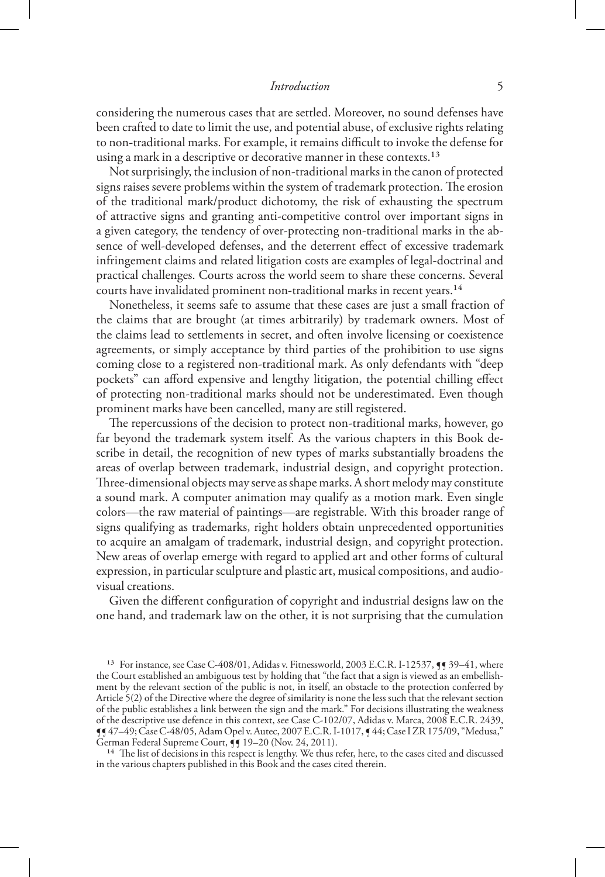considering the numerous cases that are settled. Moreover, no sound defenses have been crafted to date to limit the use, and potential abuse, of exclusive rights relating to non-traditional marks. For example, it remains difficult to invoke the defense for using a mark in a descriptive or decorative manner in these contexts.[13]

Not surprisingly, the inclusion of non-traditional marks in the canon of protected signs raises severe problems within the system of trademark protection. The erosion of the traditional mark/product dichotomy, the risk of exhausting the spectrum of attractive signs and granting anti-competitive control over important signs in a given category, the tendency of over-protecting non-traditional marks in the absence of well-developed defenses, and the deterrent effect of excessive trademark infringement claims and related litigation costs are examples of legal-doctrinal and practical challenges. Courts across the world seem to share these concerns. Several courts have invalidated prominent non-traditional marks in recent years.[14]

Nonetheless, it seems safe to assume that these cases are just a small fraction of the claims that are brought (at times arbitrarily) by trademark owners. Most of the claims lead to settlements in secret, and often involve licensing or coexistence agreements, or simply acceptance by third parties of the prohibition to use signs coming close to a registered non-traditional mark. As only defendants with "deep pockets" can afford expensive and lengthy litigation, the potential chilling effect of protecting non-traditional marks should not be underestimated. Even though prominent marks have been cancelled, many are still registered.

The repercussions of the decision to protect non-traditional marks, however, go far beyond the trademark system itself. As the various chapters in this Book describe in detail, the recognition of new types of marks substantially broadens the areas of overlap between trademark, industrial design, and copyright protection. Three-dimensional objects may serve as shape marks. A short melody may constitute a sound mark. A computer animation may qualify as a motion mark. Even single colors—the raw material of paintings—are registrable. With this broader range of signs qualifying as trademarks, right holders obtain unprecedented opportunities to acquire an amalgam of trademark, industrial design, and copyright protection. New areas of overlap emerge with regard to applied art and other forms of cultural expression, in particular sculpture and plastic art, musical compositions, and audio-visual creations.

Given the different configuration of copyright and industrial designs law on the one hand, and trademark law on the other, it is not surprising that the cumulation

---

[13] For instance, see Case C-408/01, Adidas v. Fitnessworld, 2003 E.C.R. I-12537, ¶¶ 39–41, where the Court established an ambiguous test by holding that "the fact that a sign is viewed as an embellishment by the relevant section of the public is not, in itself, an obstacle to the protection conferred by Article 5(2) of the Directive where the degree of similarity is none the less such that the relevant section of the public establishes a link between the sign and the mark." For decisions illustrating the weakness of the descriptive use defence in this context, see Case C-102/07, Adidas v. Marca, 2008 E.C.R. 2439, ¶¶ 47–49; Case C-48/05, Adam Opel v. Autec, 2007 E.C.R. I-1017, ¶ 44; Case I ZR 175/09, "Medusa," German Federal Supreme Court, ¶¶ 19–20 (Nov. 24, 2011).

[14] The list of decisions in this respect is lengthy. We thus refer, here, to the cases cited and discussed in the various chapters published in this Book and the cases cited therein.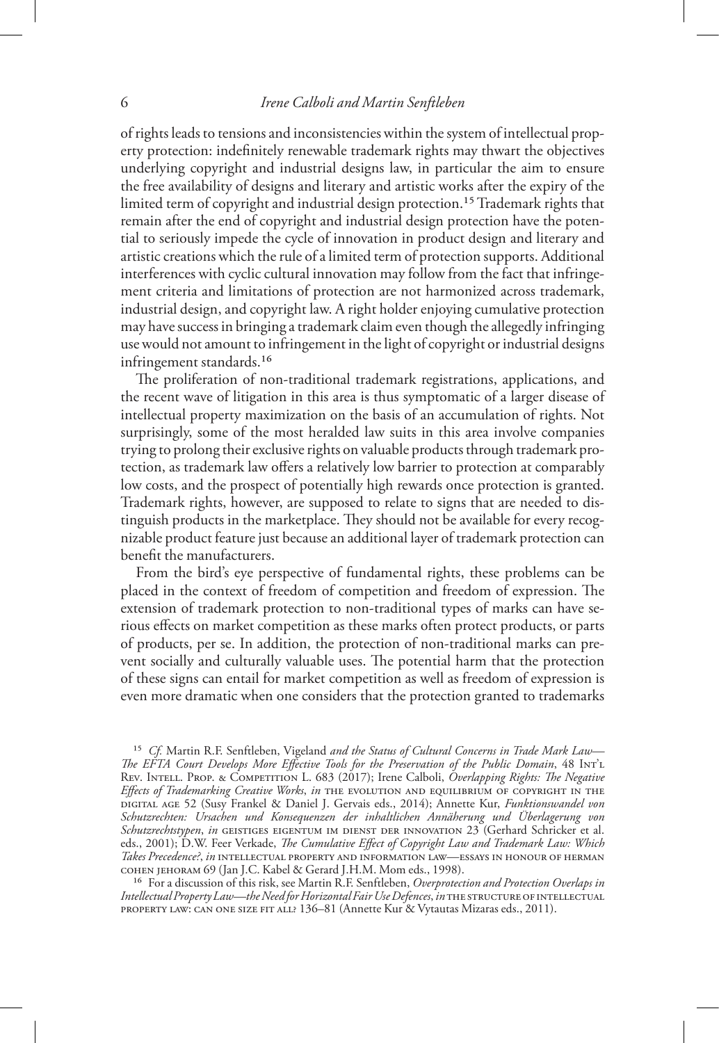of rights leads to tensions and inconsistencies within the system of intellectual property protection: indefinitely renewable trademark rights may thwart the objectives underlying copyright and industrial designs law, in particular the aim to ensure the free availability of designs and literary and artistic works after the expiry of the limited term of copyright and industrial design protection.[15] Trademark rights that remain after the end of copyright and industrial design protection have the potential to seriously impede the cycle of innovation in product design and literary and artistic creations which the rule of a limited term of protection supports. Additional interferences with cyclic cultural innovation may follow from the fact that infringement criteria and limitations of protection are not harmonized across trademark, industrial design, and copyright law. A right holder enjoying cumulative protection may have success in bringing a trademark claim even though the allegedly infringing use would not amount to infringement in the light of copyright or industrial designs infringement standards.[16]

The proliferation of non-traditional trademark registrations, applications, and the recent wave of litigation in this area is thus symptomatic of a larger disease of intellectual property maximization on the basis of an accumulation of rights. Not surprisingly, some of the most heralded law suits in this area involve companies trying to prolong their exclusive rights on valuable products through trademark protection, as trademark law offers a relatively low barrier to protection at comparably low costs, and the prospect of potentially high rewards once protection is granted. Trademark rights, however, are supposed to relate to signs that are needed to distinguish products in the marketplace. They should not be available for every recognizable product feature just because an additional layer of trademark protection can benefit the manufacturers.

From the bird's eye perspective of fundamental rights, these problems can be placed in the context of freedom of competition and freedom of expression. The extension of trademark protection to non-traditional types of marks can have serious effects on market competition as these marks often protect products, or parts of products, per se. In addition, the protection of non-traditional marks can prevent socially and culturally valuable uses. The potential harm that the protection of these signs can entail for market competition as well as freedom of expression is even more dramatic when one considers that the protection granted to trademarks

---

[15] *Cf.* Martin R.F. Senftleben, Vigeland *and the Status of Cultural Concerns in Trade Mark Law—The EFTA Court Develops More Effective Tools for the Preservation of the Public Domain*, 48 Int'l Rev. Intell. Prop. & Competition L. 683 (2017); Irene Calboli, *Overlapping Rights: The Negative Effects of Trademarking Creative Works*, *in* The Evolution and Equilibrium of Copyright in the Digital Age 52 (Susy Frankel & Daniel J. Gervais eds., 2014); Annette Kur, *Funktionswandel von Schutzrechten: Ursachen und Konsequenzen der inhaltlichen Annäherung und Überlagerung von Schutzrechtstypen*, *in* Geistiges Eigentum im Dienst der Innovation 23 (Gerhard Schricker et al. eds., 2001); D.W. Feer Verkade, *The Cumulative Effect of Copyright Law and Trademark Law: Which Takes Precedence?*, *in* Intellectual Property and Information Law—Essays in Honour of Herman Cohen Jehoram 69 (Jan J.C. Kabel & Gerard J.H.M. Mom eds., 1998).

[16] For a discussion of this risk, see Martin R.F. Senftleben, *Overprotection and Protection Overlaps in Intellectual Property Law—the Need for Horizontal Fair Use Defences*, *in* The Structure of Intellectual Property Law: Can One Size Fit All? 136–81 (Annette Kur & Vytautas Mizaras eds., 2011).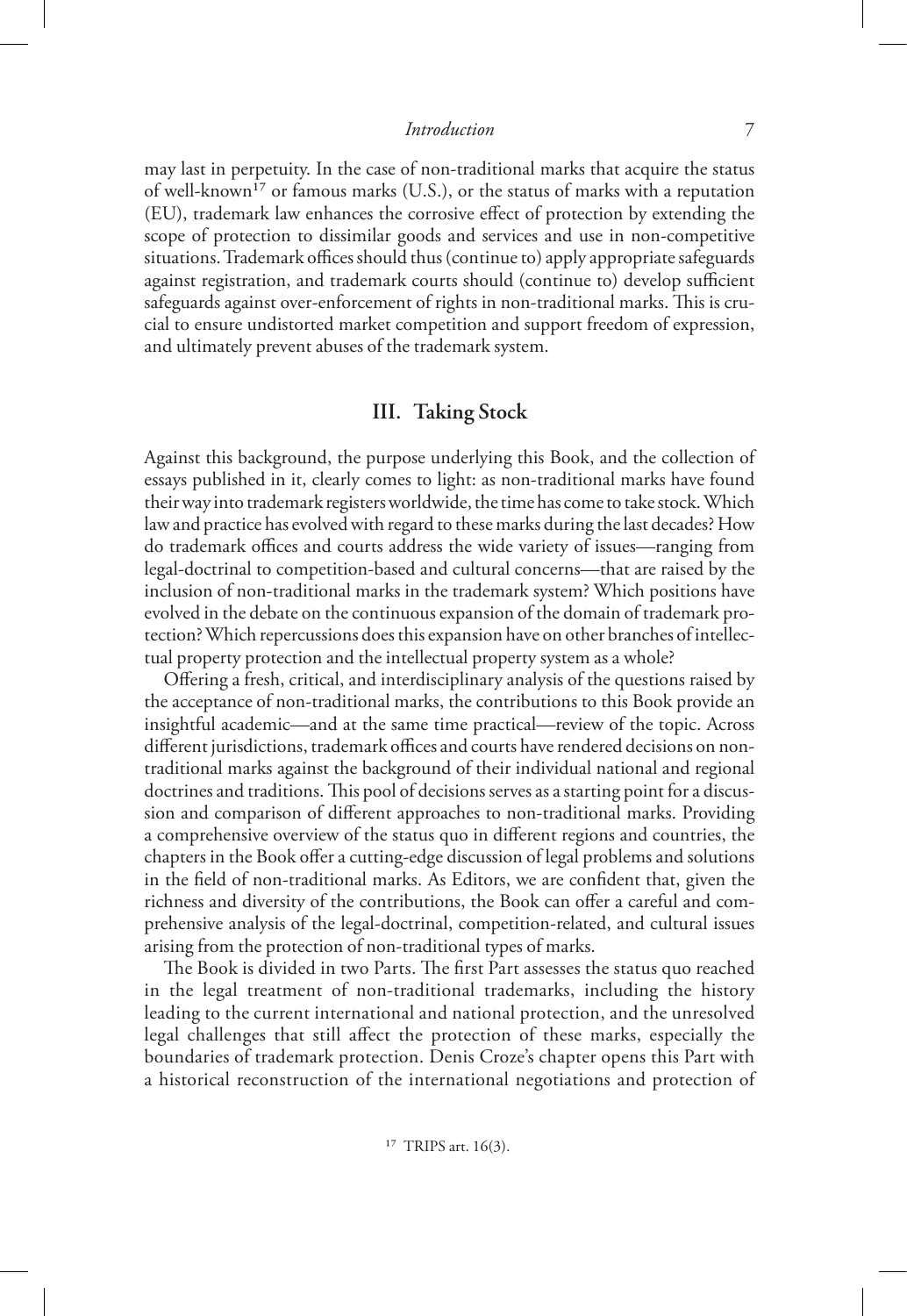may last in perpetuity. In the case of non-traditional marks that acquire the status of well-known[17] or famous marks (U.S.), or the status of marks with a reputation (EU), trademark law enhances the corrosive effect of protection by extending the scope of protection to dissimilar goods and services and use in non-competitive situations. Trademark offices should thus (continue to) apply appropriate safeguards against registration, and trademark courts should (continue to) develop sufficient safeguards against over-enforcement of rights in non-traditional marks. This is crucial to ensure undistorted market competition and support freedom of expression, and ultimately prevent abuses of the trademark system.

## III. Taking Stock

Against this background, the purpose underlying this Book, and the collection of essays published in it, clearly comes to light: as non-traditional marks have found their way into trademark registers worldwide, the time has come to take stock. Which law and practice has evolved with regard to these marks during the last decades? How do trademark offices and courts address the wide variety of issues—ranging from legal-doctrinal to competition-based and cultural concerns—that are raised by the inclusion of non-traditional marks in the trademark system? Which positions have evolved in the debate on the continuous expansion of the domain of trademark protection? Which repercussions does this expansion have on other branches of intellectual property protection and the intellectual property system as a whole?

Offering a fresh, critical, and interdisciplinary analysis of the questions raised by the acceptance of non-traditional marks, the contributions to this Book provide an insightful academic—and at the same time practical—review of the topic. Across different jurisdictions, trademark offices and courts have rendered decisions on non-traditional marks against the background of their individual national and regional doctrines and traditions. This pool of decisions serves as a starting point for a discussion and comparison of different approaches to non-traditional marks. Providing a comprehensive overview of the status quo in different regions and countries, the chapters in the Book offer a cutting-edge discussion of legal problems and solutions in the field of non-traditional marks. As Editors, we are confident that, given the richness and diversity of the contributions, the Book can offer a careful and comprehensive analysis of the legal-doctrinal, competition-related, and cultural issues arising from the protection of non-traditional types of marks.

The Book is divided in two Parts. The first Part assesses the status quo reached in the legal treatment of non-traditional trademarks, including the history leading to the current international and national protection, and the unresolved legal challenges that still affect the protection of these marks, especially the boundaries of trademark protection. Denis Croze's chapter opens this Part with a historical reconstruction of the international negotiations and protection of

[17] TRIPS art. 16(3).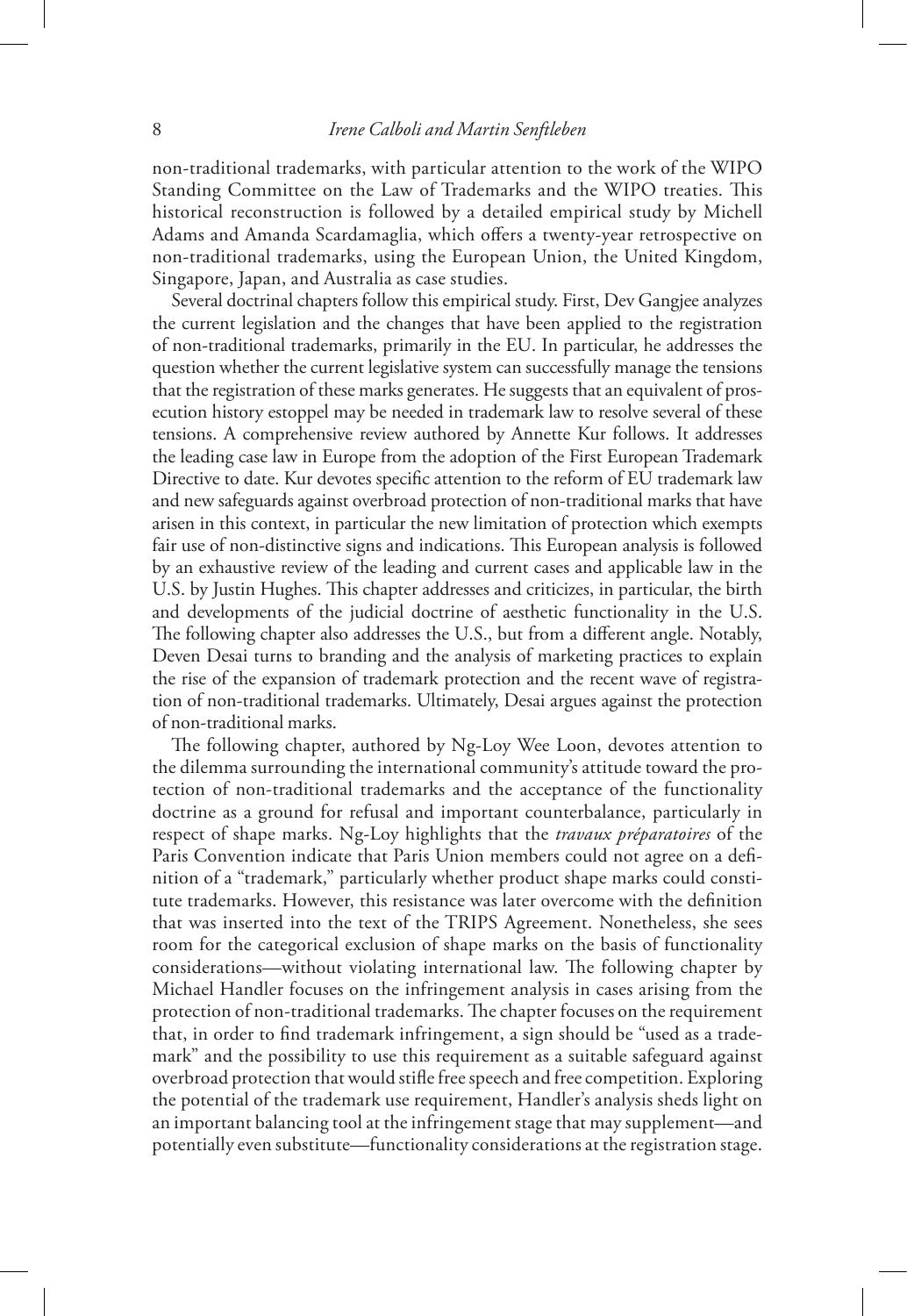non-traditional trademarks, with particular attention to the work of the WIPO Standing Committee on the Law of Trademarks and the WIPO treaties. This historical reconstruction is followed by a detailed empirical study by Michell Adams and Amanda Scardamaglia, which offers a twenty-year retrospective on non-traditional trademarks, using the European Union, the United Kingdom, Singapore, Japan, and Australia as case studies.

Several doctrinal chapters follow this empirical study. First, Dev Gangjee analyzes the current legislation and the changes that have been applied to the registration of non-traditional trademarks, primarily in the EU. In particular, he addresses the question whether the current legislative system can successfully manage the tensions that the registration of these marks generates. He suggests that an equivalent of prosecution history estoppel may be needed in trademark law to resolve several of these tensions. A comprehensive review authored by Annette Kur follows. It addresses the leading case law in Europe from the adoption of the First European Trademark Directive to date. Kur devotes specific attention to the reform of EU trademark law and new safeguards against overbroad protection of non-traditional marks that have arisen in this context, in particular the new limitation of protection which exempts fair use of non-distinctive signs and indications. This European analysis is followed by an exhaustive review of the leading and current cases and applicable law in the U.S. by Justin Hughes. This chapter addresses and criticizes, in particular, the birth and developments of the judicial doctrine of aesthetic functionality in the U.S. The following chapter also addresses the U.S., but from a different angle. Notably, Deven Desai turns to branding and the analysis of marketing practices to explain the rise of the expansion of trademark protection and the recent wave of registration of non-traditional trademarks. Ultimately, Desai argues against the protection of non-traditional marks.

The following chapter, authored by Ng-Loy Wee Loon, devotes attention to the dilemma surrounding the international community's attitude toward the protection of non-traditional trademarks and the acceptance of the functionality doctrine as a ground for refusal and important counterbalance, particularly in respect of shape marks. Ng-Loy highlights that the *travaux préparatoires* of the Paris Convention indicate that Paris Union members could not agree on a definition of a "trademark," particularly whether product shape marks could constitute trademarks. However, this resistance was later overcome with the definition that was inserted into the text of the TRIPS Agreement. Nonetheless, she sees room for the categorical exclusion of shape marks on the basis of functionality considerations—without violating international law. The following chapter by Michael Handler focuses on the infringement analysis in cases arising from the protection of non-traditional trademarks. The chapter focuses on the requirement that, in order to find trademark infringement, a sign should be "used as a trademark" and the possibility to use this requirement as a suitable safeguard against overbroad protection that would stifle free speech and free competition. Exploring the potential of the trademark use requirement, Handler's analysis sheds light on an important balancing tool at the infringement stage that may supplement—and potentially even substitute—functionality considerations at the registration stage.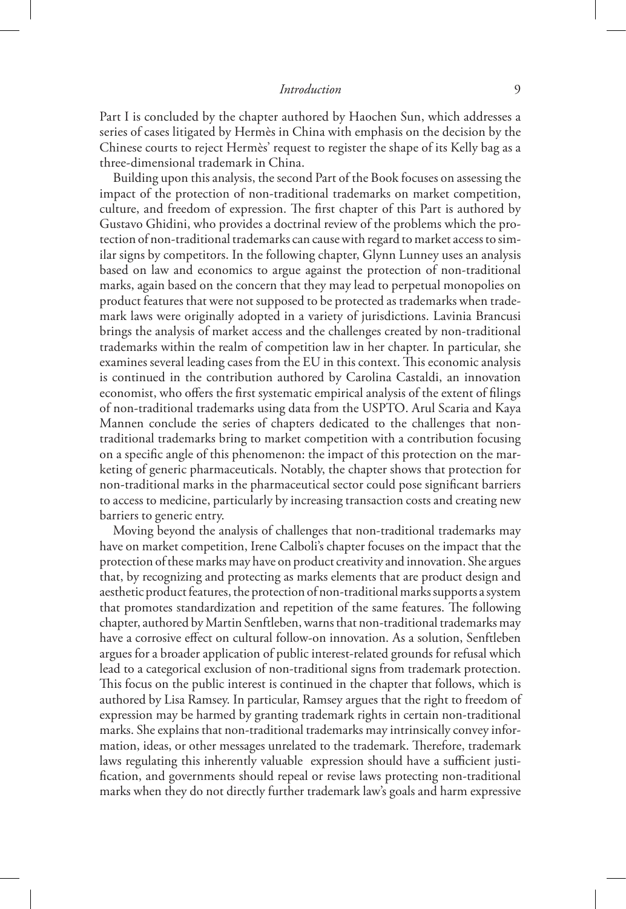Part I is concluded by the chapter authored by Haochen Sun, which addresses a series of cases litigated by Hermès in China with emphasis on the decision by the Chinese courts to reject Hermès' request to register the shape of its Kelly bag as a three-dimensional trademark in China.

Building upon this analysis, the second Part of the Book focuses on assessing the impact of the protection of non-traditional trademarks on market competition, culture, and freedom of expression. The first chapter of this Part is authored by Gustavo Ghidini, who provides a doctrinal review of the problems which the protection of non-traditional trademarks can cause with regard to market access to similar signs by competitors. In the following chapter, Glynn Lunney uses an analysis based on law and economics to argue against the protection of non-traditional marks, again based on the concern that they may lead to perpetual monopolies on product features that were not supposed to be protected as trademarks when trademark laws were originally adopted in a variety of jurisdictions. Lavinia Brancusi brings the analysis of market access and the challenges created by non-traditional trademarks within the realm of competition law in her chapter. In particular, she examines several leading cases from the EU in this context. This economic analysis is continued in the contribution authored by Carolina Castaldi, an innovation economist, who offers the first systematic empirical analysis of the extent of filings of non-traditional trademarks using data from the USPTO. Arul Scaria and Kaya Mannen conclude the series of chapters dedicated to the challenges that non-traditional trademarks bring to market competition with a contribution focusing on a specific angle of this phenomenon: the impact of this protection on the marketing of generic pharmaceuticals. Notably, the chapter shows that protection for non-traditional marks in the pharmaceutical sector could pose significant barriers to access to medicine, particularly by increasing transaction costs and creating new barriers to generic entry.

Moving beyond the analysis of challenges that non-traditional trademarks may have on market competition, Irene Calboli's chapter focuses on the impact that the protection of these marks may have on product creativity and innovation. She argues that, by recognizing and protecting as marks elements that are product design and aesthetic product features, the protection of non-traditional marks supports a system that promotes standardization and repetition of the same features. The following chapter, authored by Martin Senftleben, warns that non-traditional trademarks may have a corrosive effect on cultural follow-on innovation. As a solution, Senftleben argues for a broader application of public interest-related grounds for refusal which lead to a categorical exclusion of non-traditional signs from trademark protection. This focus on the public interest is continued in the chapter that follows, which is authored by Lisa Ramsey. In particular, Ramsey argues that the right to freedom of expression may be harmed by granting trademark rights in certain non-traditional marks. She explains that non-traditional trademarks may intrinsically convey information, ideas, or other messages unrelated to the trademark. Therefore, trademark laws regulating this inherently valuable expression should have a sufficient justification, and governments should repeal or revise laws protecting non-traditional marks when they do not directly further trademark law's goals and harm expressive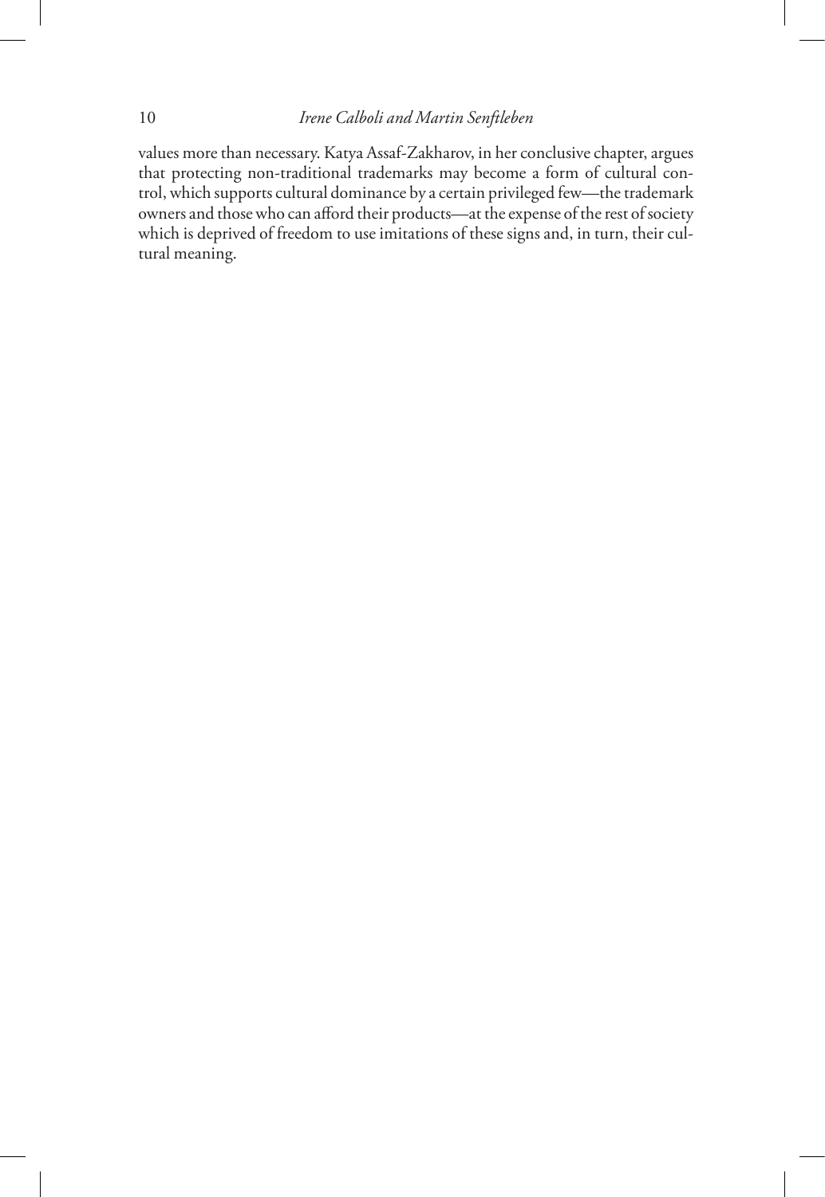values more than necessary. Katya Assaf-Zakharov, in her conclusive chapter, argues that protecting non-traditional trademarks may become a form of cultural control, which supports cultural dominance by a certain privileged few—the trademark owners and those who can afford their products—at the expense of the rest of society which is deprived of freedom to use imitations of these signs and, in turn, their cultural meaning.